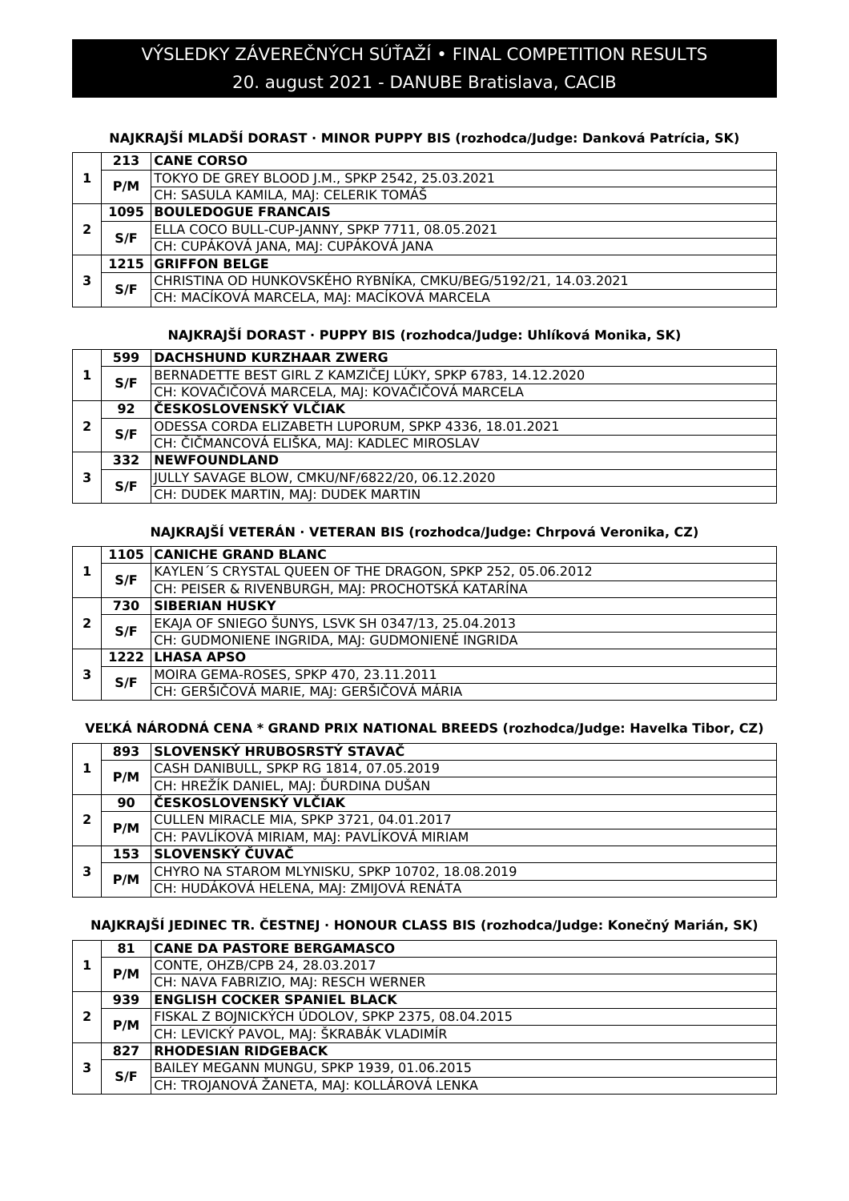# VÝSLEDKY ZÁVEREČNÝCH SÚŤAŽÍ • FINAL COMPETITION RESULTS

## 20. august 2021 - DANUBE Bratislava, CACIB

### NAJKRAJŠÍ MLADŠÍ DORAST · MINOR PUPPY BIS (rozhodca/Judge: Danková Patrícia, SK)

| | | |
|---|---|---|
| 1 | 213 | **CANE CORSO** |
| | P/M | TOKYO DE GREY BLOOD J.M., SPKP 2542, 25.03.2021 |
| | | CH: SASULA KAMILA, MAJ: CELERIK TOMÁŠ |
| 2 | 1095 | **BOULEDOGUE FRANCAIS** |
| | S/F | ELLA COCO BULL-CUP-JANNY, SPKP 7711, 08.05.2021 |
| | | CH: CUPÁKOVÁ JANA, MAJ: CUPÁKOVÁ JANA |
| 3 | 1215 | **GRIFFON BELGE** |
| | S/F | CHRISTINA OD HUNKOVSKÉHO RYBNÍKA, CMKU/BEG/5192/21, 14.03.2021 |
| | | CH: MACÍKOVÁ MARCELA, MAJ: MACÍKOVÁ MARCELA |

### NAJKRAJŠÍ DORAST · PUPPY BIS (rozhodca/Judge: Uhlíková Monika, SK)

| | | |
|---|---|---|
| 1 | 599 | **DACHSHUND KURZHAAR ZWERG** |
| | S/F | BERNADETTE BEST GIRL Z KAMZIČEJ LÚKY, SPKP 6783, 14.12.2020 |
| | | CH: KOVAČIČOVÁ MARCELA, MAJ: KOVAČIČOVÁ MARCELA |
| 2 | 92 | **ČESKOSLOVENSKÝ VLČIAK** |
| | S/F | ODESSA CORDA ELIZABETH LUPORUM, SPKP 4336, 18.01.2021 |
| | | CH: ČIČMANCOVÁ ELIŠKA, MAJ: KADLEC MIROSLAV |
| 3 | 332 | **NEWFOUNDLAND** |
| | S/F | JULLY SAVAGE BLOW, CMKU/NF/6822/20, 06.12.2020 |
| | | CH: DUDEK MARTIN, MAJ: DUDEK MARTIN |

### NAJKRAJŠÍ VETERÁN · VETERAN BIS (rozhodca/Judge: Chrpová Veronika, CZ)

| | | |
|---|---|---|
| 1 | 1105 | **CANICHE GRAND BLANC** |
| | S/F | KAYLEN´S CRYSTAL QUEEN OF THE DRAGON, SPKP 252, 05.06.2012 |
| | | CH: PEISER & RIVENBURGH, MAJ: PROCHOTSKÁ KATARÍNA |
| 2 | 730 | **SIBERIAN HUSKY** |
| | S/F | EKAJA OF SNIEGO ŠUNYS, LSVK SH 0347/13, 25.04.2013 |
| | | CH: GUDMONIENE INGRIDA, MAJ: GUDMONIENÉ INGRIDA |
| 3 | 1222 | **LHASA APSO** |
| | S/F | MOIRA GEMA-ROSES, SPKP 470, 23.11.2011 |
| | | CH: GERŠIČOVÁ MARIE, MAJ: GERŠIČOVÁ MÁRIA |

### VEĽKÁ NÁRODNÁ CENA * GRAND PRIX NATIONAL BREEDS (rozhodca/Judge: Havelka Tibor, CZ)

| | | |
|---|---|---|
| 1 | 893 | **SLOVENSKÝ HRUBOSRSTÝ STAVAČ** |
| | P/M | CASH DANIBULL, SPKP RG 1814, 07.05.2019 |
| | | CH: HREŽÍK DANIEL, MAJ: ĎURDINA DUŠAN |
| 2 | 90 | **ČESKOSLOVENSKÝ VLČIAK** |
| | P/M | CULLEN MIRACLE MIA, SPKP 3721, 04.01.2017 |
| | | CH: PAVLÍKOVÁ MIRIAM, MAJ: PAVLÍKOVÁ MIRIAM |
| 3 | 153 | **SLOVENSKÝ ČUVAČ** |
| | P/M | CHYRO NA STAROM MLYNISKU, SPKP 10702, 18.08.2019 |
| | | CH: HUDÁKOVÁ HELENA, MAJ: ZMIJOVÁ RENÁTA |

### NAJKRAJŠÍ JEDINEC TR. ČESTNEJ · HONOUR CLASS BIS (rozhodca/Judge: Konečný Marián, SK)

| | | |
|---|---|---|
| 1 | 81 | **CANE DA PASTORE BERGAMASCO** |
| | P/M | CONTE, OHZB/CPB 24, 28.03.2017 |
| | | CH: NAVA FABRIZIO, MAJ: RESCH WERNER |
| 2 | 939 | **ENGLISH COCKER SPANIEL BLACK** |
| | P/M | FISKAL Z BOJNICKÝCH ÚDOLOV, SPKP 2375, 08.04.2015 |
| | | CH: LEVICKÝ PAVOL, MAJ: ŠKRABÁK VLADIMÍR |
| 3 | 827 | **RHODESIAN RIDGEBACK** |
| | S/F | BAILEY MEGANN MUNGU, SPKP 1939, 01.06.2015 |
| | | CH: TROJANOVÁ ŽANETA, MAJ: KOLLÁROVÁ LENKA |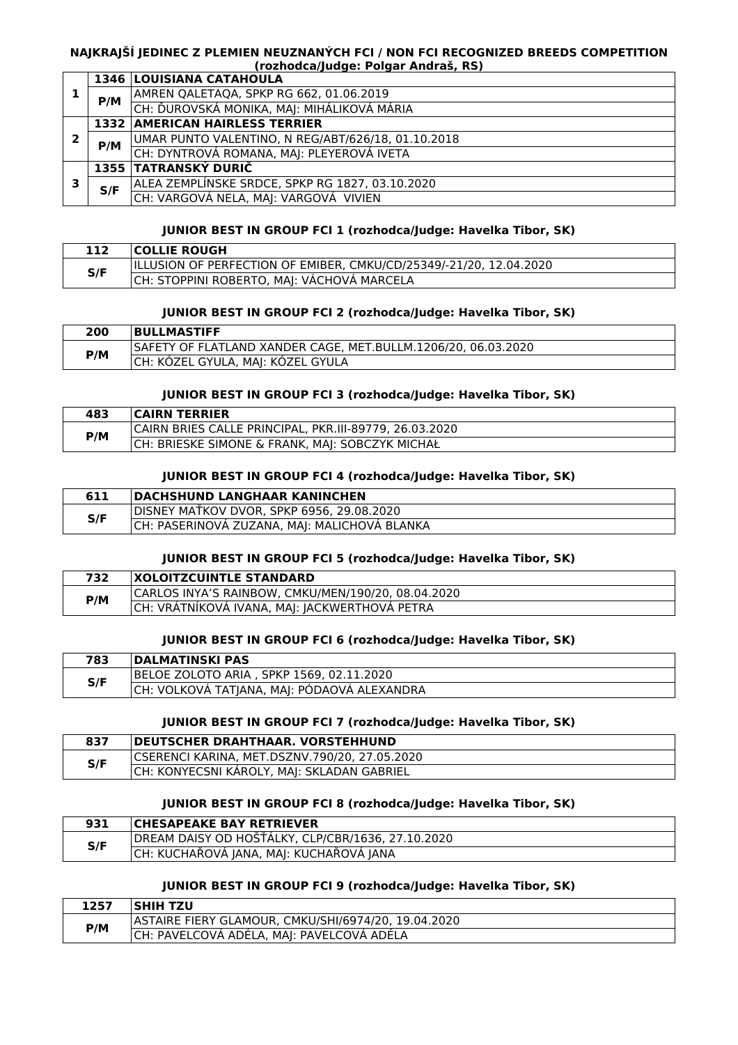### NAJKRAJŠÍ JEDINEC Z PLEMIEN NEUZNANÝCH FCI / NON FCI RECOGNIZED BREEDS COMPETITION (rozhodca/Judge: Polgar Andraš, RS)

| | | |
|---|---|---|
| 1 | 1346 | LOUISIANA CATAHOULA |
| | P/M | AMREN QALETAQA, SPKP RG 662, 01.06.2019 |
| | | CH: ĎUROVSKÁ MONIKA, MAJ: MIHÁLIKOVÁ MÁRIA |
| 2 | 1332 | AMERICAN HAIRLESS TERRIER |
| | P/M | UMAR PUNTO VALENTINO, N REG/ABT/626/18, 01.10.2018 |
| | | CH: DYNTROVÁ ROMANA, MAJ: PLEYEROVÁ IVETA |
| 3 | 1355 | TATRANSKÝ DURIČ |
| | S/F | ALEA ZEMPLÍNSKE SRDCE, SPKP RG 1827, 03.10.2020 |
| | | CH: VARGOVÁ NELA, MAJ: VARGOVÁ VIVIEN |

### JUNIOR BEST IN GROUP FCI 1 (rozhodca/Judge: Havelka Tibor, SK)

| | |
|---|---|
| 112 | COLLIE ROUGH |
| S/F | ILLUSION OF PERFECTION OF EMIBER, CMKU/CD/25349/-21/20, 12.04.2020 |
| | CH: STOPPINI ROBERTO, MAJ: VÁCHOVÁ MARCELA |

### JUNIOR BEST IN GROUP FCI 2 (rozhodca/Judge: Havelka Tibor, SK)

| | |
|---|---|
| 200 | BULLMASTIFF |
| P/M | SAFETY OF FLATLAND XANDER CAGE, MET.BULLM.1206/20, 06.03.2020 |
| | CH: KÓZEL GYULA, MAJ: KÓZEL GYULA |

### JUNIOR BEST IN GROUP FCI 3 (rozhodca/Judge: Havelka Tibor, SK)

| | |
|---|---|
| 483 | CAIRN TERRIER |
| P/M | CAIRN BRIES CALLE PRINCIPAL, PKR.III-89779, 26.03.2020 |
| | CH: BRIESKE SIMONE & FRANK, MAJ: SOBCZYK MICHAŁ |

### JUNIOR BEST IN GROUP FCI 4 (rozhodca/Judge: Havelka Tibor, SK)

| | |
|---|---|
| 611 | DACHSHUND LANGHAAR KANINCHEN |
| S/F | DISNEY MAŤKOV DVOR, SPKP 6956, 29.08.2020 |
| | CH: PASERINOVÁ ZUZANA, MAJ: MALICHOVÁ BLANKA |

### JUNIOR BEST IN GROUP FCI 5 (rozhodca/Judge: Havelka Tibor, SK)

| | |
|---|---|
| 732 | XOLOITZCUINTLE STANDARD |
| P/M | CARLOS INYA'S RAINBOW, CMKU/MEN/190/20, 08.04.2020 |
| | CH: VRÁTNÍKOVÁ IVANA, MAJ: JACKWERTHOVÁ PETRA |

### JUNIOR BEST IN GROUP FCI 6 (rozhodca/Judge: Havelka Tibor, SK)

| | |
|---|---|
| 783 | DALMATINSKI PAS |
| S/F | BELOE ZOLOTO ARIA , SPKP 1569, 02.11.2020 |
| | CH: VOLKOVÁ TATJANA, MAJ: PÓDAOVÁ ALEXANDRA |

### JUNIOR BEST IN GROUP FCI 7 (rozhodca/Judge: Havelka Tibor, SK)

| | |
|---|---|
| 837 | DEUTSCHER DRAHTHAAR. VORSTEHHUND |
| S/F | CSERENCI KARINA, MET.DSZNV.790/20, 27.05.2020 |
| | CH: KONYECSNI KÁROLY, MAJ: SKLADAN GABRIEL |

### JUNIOR BEST IN GROUP FCI 8 (rozhodca/Judge: Havelka Tibor, SK)

| | |
|---|---|
| 931 | CHESAPEAKE BAY RETRIEVER |
| S/F | DREAM DAISY OD HOŠŤÁLKY, CLP/CBR/1636, 27.10.2020 |
| | CH: KUCHAŘOVÁ JANA, MAJ: KUCHAŘOVÁ JANA |

### JUNIOR BEST IN GROUP FCI 9 (rozhodca/Judge: Havelka Tibor, SK)

| | |
|---|---|
| 1257 | SHIH TZU |
| P/M | ASTAIRE FIERY GLAMOUR, CMKU/SHI/6974/20, 19.04.2020 |
| | CH: PAVELCOVÁ ADÉLA, MAJ: PAVELCOVÁ ADÉLA |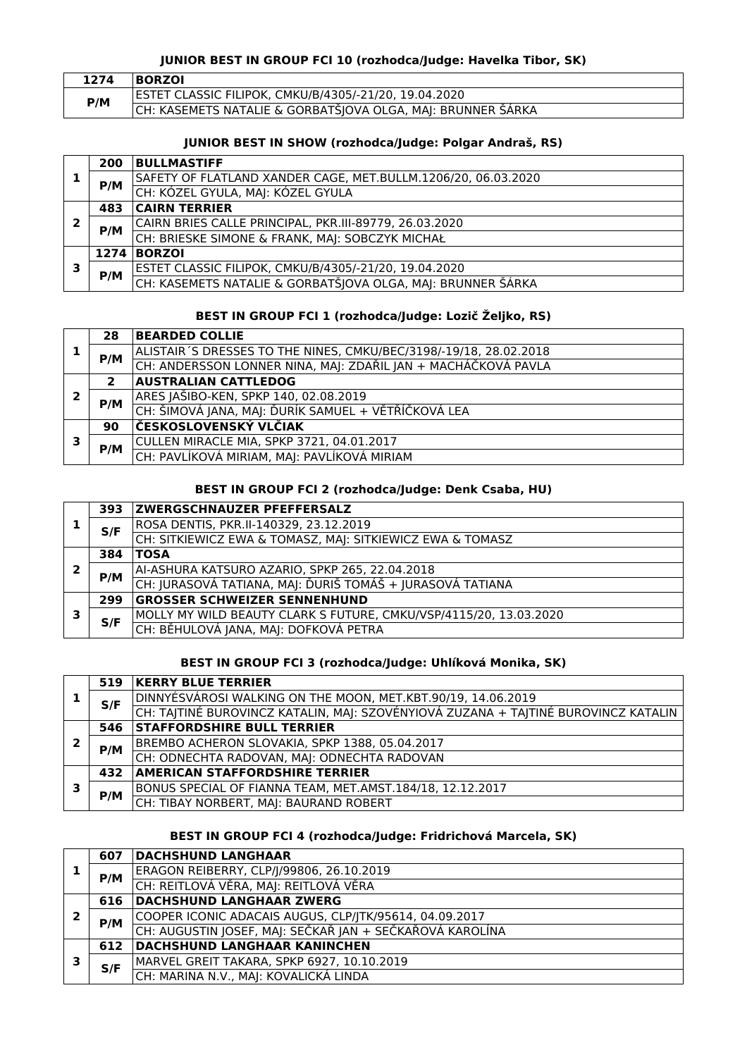### JUNIOR BEST IN GROUP FCI 10 (rozhodca/Judge: Havelka Tibor, SK)

| 1274 | BORZOI |
|---|---|
| P/M | ESTET CLASSIC FILIPOK, CMKU/B/4305/-21/20, 19.04.2020 |
| | CH: KASEMETS NATALIE & GORBATŠJOVA OLGA, MAJ: BRUNNER ŠÁRKA |

### JUNIOR BEST IN SHOW (rozhodca/Judge: Polgar Andraš, RS)

| | | |
|---|---|---|
| 1 | 200 | BULLMASTIFF |
| | P/M | SAFETY OF FLATLAND XANDER CAGE, MET.BULLM.1206/20, 06.03.2020 |
| | | CH: KÓZEL GYULA, MAJ: KÓZEL GYULA |
| 2 | 483 | CAIRN TERRIER |
| | P/M | CAIRN BRIES CALLE PRINCIPAL, PKR.III-89779, 26.03.2020 |
| | | CH: BRIESKE SIMONE & FRANK, MAJ: SOBCZYK MICHAŁ |
| 3 | 1274 | BORZOI |
| | P/M | ESTET CLASSIC FILIPOK, CMKU/B/4305/-21/20, 19.04.2020 |
| | | CH: KASEMETS NATALIE & GORBATŠJOVA OLGA, MAJ: BRUNNER ŠÁRKA |

### BEST IN GROUP FCI 1 (rozhodca/Judge: Lozič Željko, RS)

| | | |
|---|---|---|
| 1 | 28 | BEARDED COLLIE |
| | P/M | ALISTAIR´S DRESSES TO THE NINES, CMKU/BEC/3198/-19/18, 28.02.2018 |
| | | CH: ANDERSSON LONNER NINA, MAJ: ZDAŘIL JAN + MACHÁČKOVÁ PAVLA |
| 2 | 2 | AUSTRALIAN CATTLEDOG |
| | P/M | ARES JAŠIBO-KEN, SPKP 140, 02.08.2019 |
| | | CH: ŠIMOVÁ JANA, MAJ: ĎURÍK SAMUEL + VĚTŘÍČKOVÁ LEA |
| 3 | 90 | ČESKOSLOVENSKÝ VLČIAK |
| | P/M | CULLEN MIRACLE MIA, SPKP 3721, 04.01.2017 |
| | | CH: PAVLÍKOVÁ MIRIAM, MAJ: PAVLÍKOVÁ MIRIAM |

### BEST IN GROUP FCI 2 (rozhodca/Judge: Denk Csaba, HU)

| | | |
|---|---|---|
| 1 | 393 | ZWERGSCHNAUZER PFEFFERSALZ |
| | S/F | ROSA DENTIS, PKR.II-140329, 23.12.2019 |
| | | CH: SITKIEWICZ EWA & TOMASZ, MAJ: SITKIEWICZ EWA & TOMASZ |
| 2 | 384 | TOSA |
| | P/M | AI-ASHURA KATSURO AZARIO, SPKP 265, 22.04.2018 |
| | | CH: JURASOVÁ TATIANA, MAJ: ĎURIŠ TOMÁŠ + JURASOVÁ TATIANA |
| 3 | 299 | GROSSER SCHWEIZER SENNENHUND |
| | S/F | MOLLY MY WILD BEAUTY CLARK S FUTURE, CMKU/VSP/4115/20, 13.03.2020 |
| | | CH: BĚHULOVÁ JANA, MAJ: DOFKOVÁ PETRA |

### BEST IN GROUP FCI 3 (rozhodca/Judge: Uhlíková Monika, SK)

| | | |
|---|---|---|
| 1 | 519 | KERRY BLUE TERRIER |
| | S/F | DINNYÉSVÁROSI WALKING ON THE MOON, MET.KBT.90/19, 14.06.2019 |
| | | CH: TAJTINÉ BUROVINCZ KATALIN, MAJ: SZOVÉNYIOVÁ ZUZANA + TAJTINÉ BUROVINCZ KATALIN |
| 2 | 546 | STAFFORDSHIRE BULL TERRIER |
| | P/M | BREMBO ACHERON SLOVAKIA, SPKP 1388, 05.04.2017 |
| | | CH: ODNECHTA RADOVAN, MAJ: ODNECHTA RADOVAN |
| 3 | 432 | AMERICAN STAFFORDSHIRE TERRIER |
| | P/M | BONUS SPECIAL OF FIANNA TEAM, MET.AMST.184/18, 12.12.2017 |
| | | CH: TIBAY NORBERT, MAJ: BAURAND ROBERT |

### BEST IN GROUP FCI 4 (rozhodca/Judge: Fridrichová Marcela, SK)

| | | |
|---|---|---|
| 1 | 607 | DACHSHUND LANGHAAR |
| | P/M | ERAGON REIBERRY, CLP/J/99806, 26.10.2019 |
| | | CH: REITLOVÁ VĚRA, MAJ: REITLOVÁ VĚRA |
| 2 | 616 | DACHSHUND LANGHAAR ZWERG |
| | P/M | COOPER ICONIC ADACAIS AUGUS, CLP/JTK/95614, 04.09.2017 |
| | | CH: AUGUSTIN JOSEF, MAJ: SEČKAŘ JAN + SEČKAŘOVÁ KAROLÍNA |
| 3 | 612 | DACHSHUND LANGHAAR KANINCHEN |
| | S/F | MARVEL GREIT TAKARA, SPKP 6927, 10.10.2019 |
| | | CH: MARINA N.V., MAJ: KOVALICKÁ LINDA |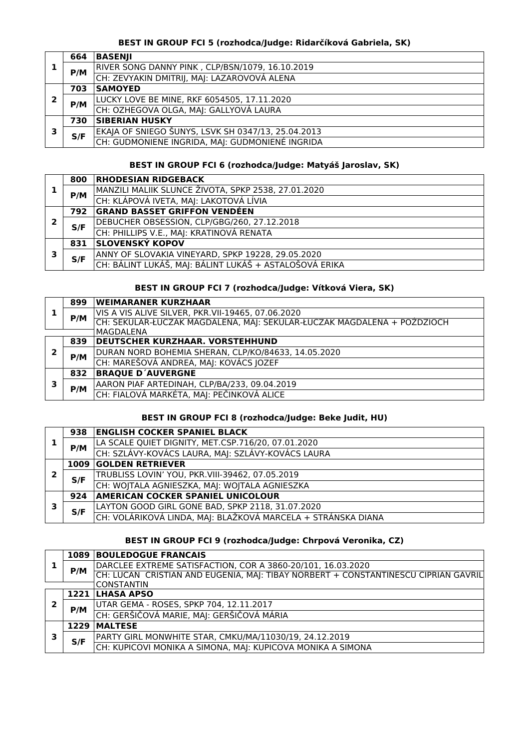### BEST IN GROUP FCI 5 (rozhodca/Judge: Ridarčíková Gabriela, SK)

| | | |
|---|---|---|
| 1 | 664 | **BASENJI** |
| | P/M | RIVER SONG DANNY PINK , CLP/BSN/1079, 16.10.2019 |
| | | CH: ZEVYAKIN DMITRIJ, MAJ: LAZAROVOVÁ ALENA |
| 2 | 703 | **SAMOYED** |
| | P/M | LUCKY LOVE BE MINE, RKF 6054505, 17.11.2020 |
| | | CH: OZHEGOVA OLGA, MAJ: GALLYOVÁ LAURA |
| 3 | 730 | **SIBERIAN HUSKY** |
| | S/F | EKAJA OF SNIEGO ŠUNYS, LSVK SH 0347/13, 25.04.2013 |
| | | CH: GUDMONIENE INGRIDA, MAJ: GUDMONIENÉ INGRIDA |

### BEST IN GROUP FCI 6 (rozhodca/Judge: Matyáš Jaroslav, SK)

| | | |
|---|---|---|
| 1 | 800 | **RHODESIAN RIDGEBACK** |
| | P/M | MANZILI MALIIK SLUNCE ŽIVOTA, SPKP 2538, 27.01.2020 |
| | | CH: KLÁPOVÁ IVETA, MAJ: LAKOTOVÁ LÍVIA |
| 2 | 792 | **GRAND BASSET GRIFFON VENDÉEN** |
| | S/F | DEBUCHER OBSESSION, CLP/GBG/260, 27.12.2018 |
| | | CH: PHILLIPS V.E., MAJ: KRATINOVÁ RENATA |
| 3 | 831 | **SLOVENSKÝ KOPOV** |
| | S/F | ANNY OF SLOVAKIA VINEYARD, SPKP 19228, 29.05.2020 |
| | | CH: BÁLINT LUKÁŠ, MAJ: BÁLINT LUKÁŠ + ASTALOŠOVÁ ERIKA |

### BEST IN GROUP FCI 7 (rozhodca/Judge: Vítková Viera, SK)

| | | |
|---|---|---|
| 1 | 899 | **WEIMARANER KURZHAAR** |
| | P/M | VIS A VIS ALIVE SILVER, PKR.VII-19465, 07.06.2020 |
| | | CH: SEKULAR-ŁUCZAK MAGDALENA, MAJ: SEKULAR-ŁUCZAK MAGDALENA + POŻDZIOCH MAGDALENA |
| 2 | 839 | **DEUTSCHER KURZHAAR. VORSTEHHUND** |
| | P/M | DURAN NORD BOHEMIA SHERAN, CLP/KO/84633, 14.05.2020 |
| | | CH: MAREŠOVÁ ANDREA, MAJ: KOVÁCS JOZEF |
| 3 | 832 | **BRAQUE D´AUVERGNE** |
| | P/M | AARON PIAF ARTEDINAH, CLP/BA/233, 09.04.2019 |
| | | CH: FIALOVÁ MARKÉTA, MAJ: PEČINKOVÁ ALICE |

### BEST IN GROUP FCI 8 (rozhodca/Judge: Beke Judit, HU)

| | | |
|---|---|---|
| 1 | 938 | **ENGLISH COCKER SPANIEL BLACK** |
| | P/M | LA SCALE QUIET DIGNITY, MET.CSP.716/20, 07.01.2020 |
| | | CH: SZLÁVY-KOVÁCS LAURA, MAJ: SZLÁVY-KOVÁCS LAURA |
| 2 | 1009 | **GOLDEN RETRIEVER** |
| | S/F | TRUBLISS LOVIN' YOU, PKR.VIII-39462, 07.05.2019 |
| | | CH: WOJTALA AGNIESZKA, MAJ: WOJTALA AGNIESZKA |
| 3 | 924 | **AMERICAN COCKER SPANIEL UNICOLOUR** |
| | S/F | LAYTON GOOD GIRL GONE BAD, SPKP 2118, 31.07.2020 |
| | | CH: VOLÁRIKOVÁ LINDA, MAJ: BLAŽKOVÁ MARCELA + STRÁNSKA DIANA |

### BEST IN GROUP FCI 9 (rozhodca/Judge: Chrpová Veronika, CZ)

| | | |
|---|---|---|
| 1 | 1089 | **BOULEDOGUE FRANCAIS** |
| | P/M | DARCLEE EXTREME SATISFACTION, COR A 3860-20/101, 16.03.2020 |
| | | CH: LUCAN CRISTIAN AND EUGENIA, MAJ: TIBAY NORBERT + CONSTANTINESCU CIPRIAN GAVRIL CONSTANTIN |
| 2 | 1221 | **LHASA APSO** |
| | P/M | UTAR GEMA - ROSES, SPKP 704, 12.11.2017 |
| | | CH: GERŠIČOVÁ MARIE, MAJ: GERŠIČOVÁ MÁRIA |
| 3 | 1229 | **MALTESE** |
| | S/F | PARTY GIRL MONWHITE STAR, CMKU/MA/11030/19, 24.12.2019 |
| | | CH: KUPICOVI MONIKA A SIMONA, MAJ: KUPICOVA MONIKA A SIMONA |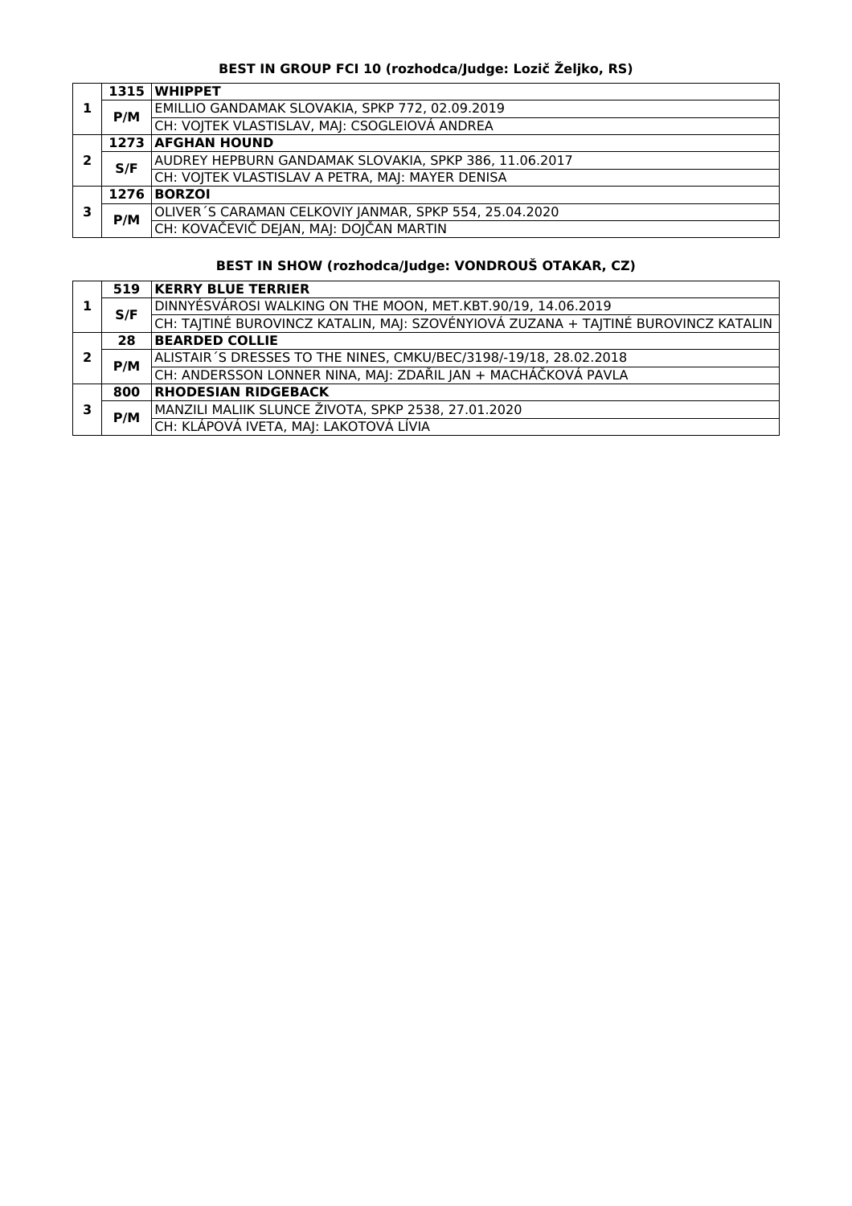### BEST IN GROUP FCI 10 (rozhodca/Judge: Lozič Željko, RS)

| | | |
|---|---|---|
| **1** | **1315** | **WHIPPET** |
| | **P/M** | EMILLIO GANDAMAK SLOVAKIA, SPKP 772, 02.09.2019 |
| | | CH: VOJTEK VLASTISLAV, MAJ: CSOGLEIOVÁ ANDREA |
| **2** | **1273** | **AFGHAN HOUND** |
| | **S/F** | AUDREY HEPBURN GANDAMAK SLOVAKIA, SPKP 386, 11.06.2017 |
| | | CH: VOJTEK VLASTISLAV A PETRA, MAJ: MAYER DENISA |
| **3** | **1276** | **BORZOI** |
| | **P/M** | OLIVER´S CARAMAN CELKOVIY JANMAR, SPKP 554, 25.04.2020 |
| | | CH: KOVAČEVIČ DEJAN, MAJ: DOJČAN MARTIN |

### BEST IN SHOW (rozhodca/Judge: VONDROUŠ OTAKAR, CZ)

| | | |
|---|---|---|
| **1** | **519** | **KERRY BLUE TERRIER** |
| | **S/F** | DINNYÉSVÁROSI WALKING ON THE MOON, MET.KBT.90/19, 14.06.2019 |
| | | CH: TAJTINÉ BUROVINCZ KATALIN, MAJ: SZOVÉNYIOVÁ ZUZANA + TAJTINÉ BUROVINCZ KATALIN |
| **2** | **28** | **BEARDED COLLIE** |
| | **P/M** | ALISTAIR´S DRESSES TO THE NINES, CMKU/BEC/3198/-19/18, 28.02.2018 |
| | | CH: ANDERSSON LONNER NINA, MAJ: ZDAŘIL JAN + MACHÁČKOVÁ PAVLA |
| **3** | **800** | **RHODESIAN RIDGEBACK** |
| | **P/M** | MANZILI MALIIK SLUNCE ŽIVOTA, SPKP 2538, 27.01.2020 |
| | | CH: KLÁPOVÁ IVETA, MAJ: LAKOTOVÁ LÍVIA |